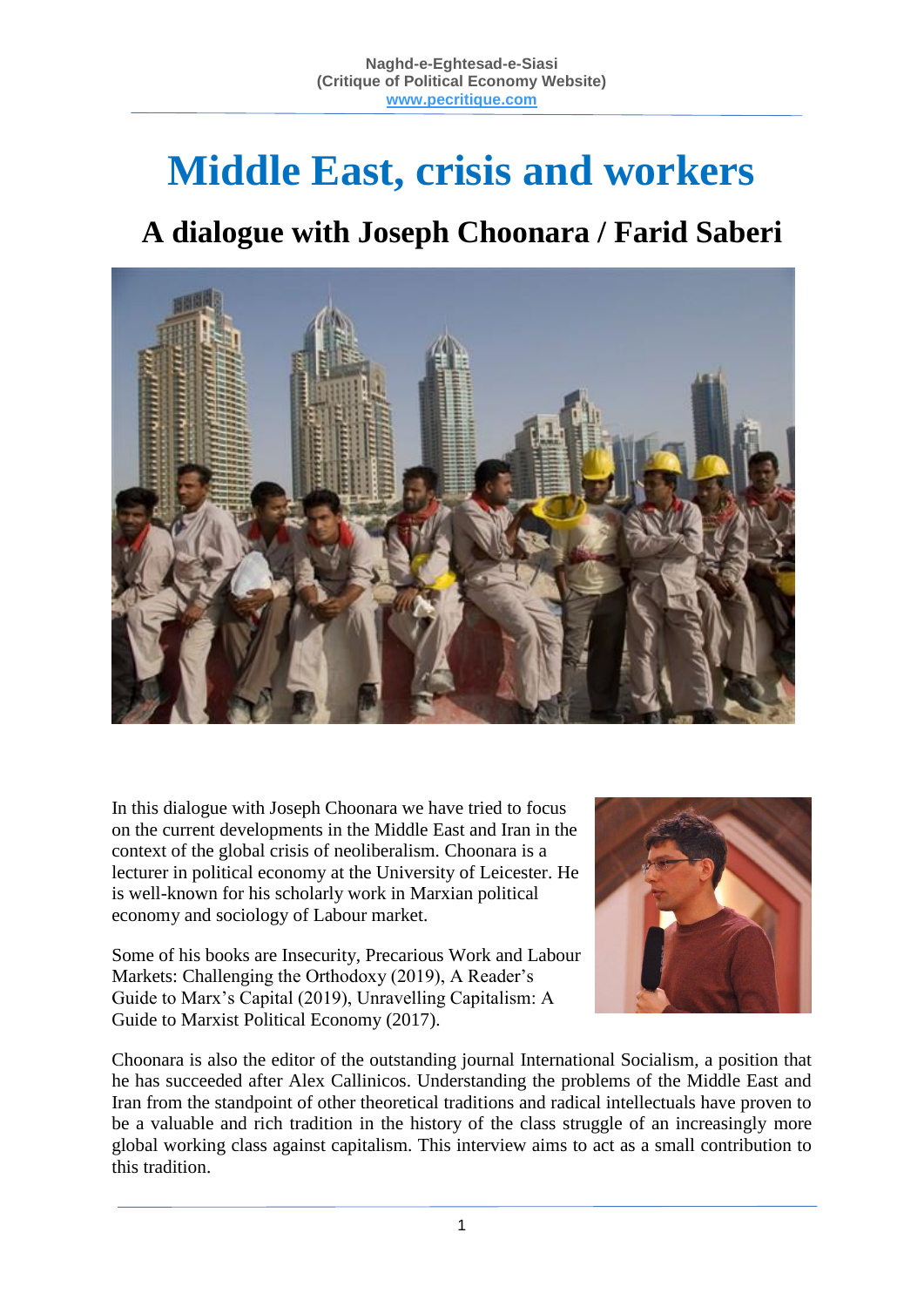# Middle East, crisis and workers

## A dialogue with Joseph Choonara / Farid Saberi

In this dialogue with Joseph Choonara we have tried to focus on the current developments in the Middle East and Iran in the context of the global crisis of neoliberalism. Choonara is a lecturer in political economy at the University of Leicester. He is well-known for his scholarly work in Marxian political economy and sociology of Labour market.

Some of his books are Insecurity, Precarious Work and Labour Markets: Challenging the Orthodoxy (2019), A Reader's Guide to Marx's Capital (2019), Unravelling Capitalism: A Guide to Marxist Political Economy (2017).

Choonara is also the editor of the outstanding journal International Socialism, a position that he has succeeded after Alex Callinicos. Understanding the problems of the Middle East and Iran from the standpoint of other theoretical traditions and radical intellectuals have proven to be a valuable and rich tradition in the history of the class struggle of an increasingly more global working class against capitalism. This interview aims to act as a small contribution to this tradition.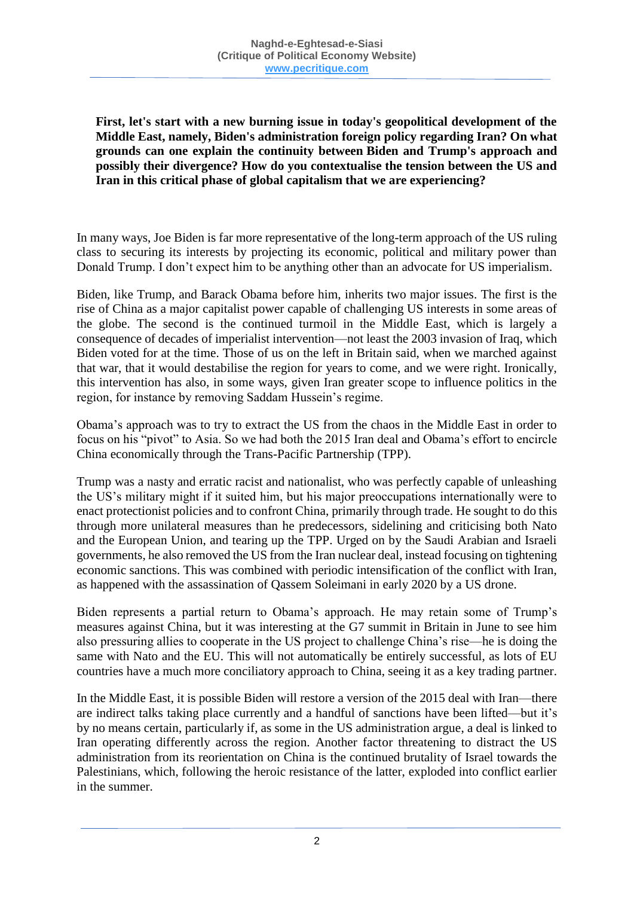**First, let's start with a new burning issue in today's geopolitical development of the Middle East, namely, Biden's administration foreign policy regarding Iran? On what grounds can one explain the continuity between Biden and Trump's approach and possibly their divergence? How do you contextualise the tension between the US and Iran in this critical phase of global capitalism that we are experiencing?**

In many ways, Joe Biden is far more representative of the long-term approach of the US ruling class to securing its interests by projecting its economic, political and military power than Donald Trump. I don't expect him to be anything other than an advocate for US imperialism.

Biden, like Trump, and Barack Obama before him, inherits two major issues. The first is the rise of China as a major capitalist power capable of challenging US interests in some areas of the globe. The second is the continued turmoil in the Middle East, which is largely a consequence of decades of imperialist intervention—not least the 2003 invasion of Iraq, which Biden voted for at the time. Those of us on the left in Britain said, when we marched against that war, that it would destabilise the region for years to come, and we were right. Ironically, this intervention has also, in some ways, given Iran greater scope to influence politics in the region, for instance by removing Saddam Hussein's regime.

Obama's approach was to try to extract the US from the chaos in the Middle East in order to focus on his "pivot" to Asia. So we had both the 2015 Iran deal and Obama's effort to encircle China economically through the Trans-Pacific Partnership (TPP).

Trump was a nasty and erratic racist and nationalist, who was perfectly capable of unleashing the US's military might if it suited him, but his major preoccupations internationally were to enact protectionist policies and to confront China, primarily through trade. He sought to do this through more unilateral measures than he predecessors, sidelining and criticising both Nato and the European Union, and tearing up the TPP. Urged on by the Saudi Arabian and Israeli governments, he also removed the US from the Iran nuclear deal, instead focusing on tightening economic sanctions. This was combined with periodic intensification of the conflict with Iran, as happened with the assassination of Qassem Soleimani in early 2020 by a US drone.

Biden represents a partial return to Obama's approach. He may retain some of Trump's measures against China, but it was interesting at the G7 summit in Britain in June to see him also pressuring allies to cooperate in the US project to challenge China's rise—he is doing the same with Nato and the EU. This will not automatically be entirely successful, as lots of EU countries have a much more conciliatory approach to China, seeing it as a key trading partner.

In the Middle East, it is possible Biden will restore a version of the 2015 deal with Iran—there are indirect talks taking place currently and a handful of sanctions have been lifted—but it's by no means certain, particularly if, as some in the US administration argue, a deal is linked to Iran operating differently across the region. Another factor threatening to distract the US administration from its reorientation on China is the continued brutality of Israel towards the Palestinians, which, following the heroic resistance of the latter, exploded into conflict earlier in the summer.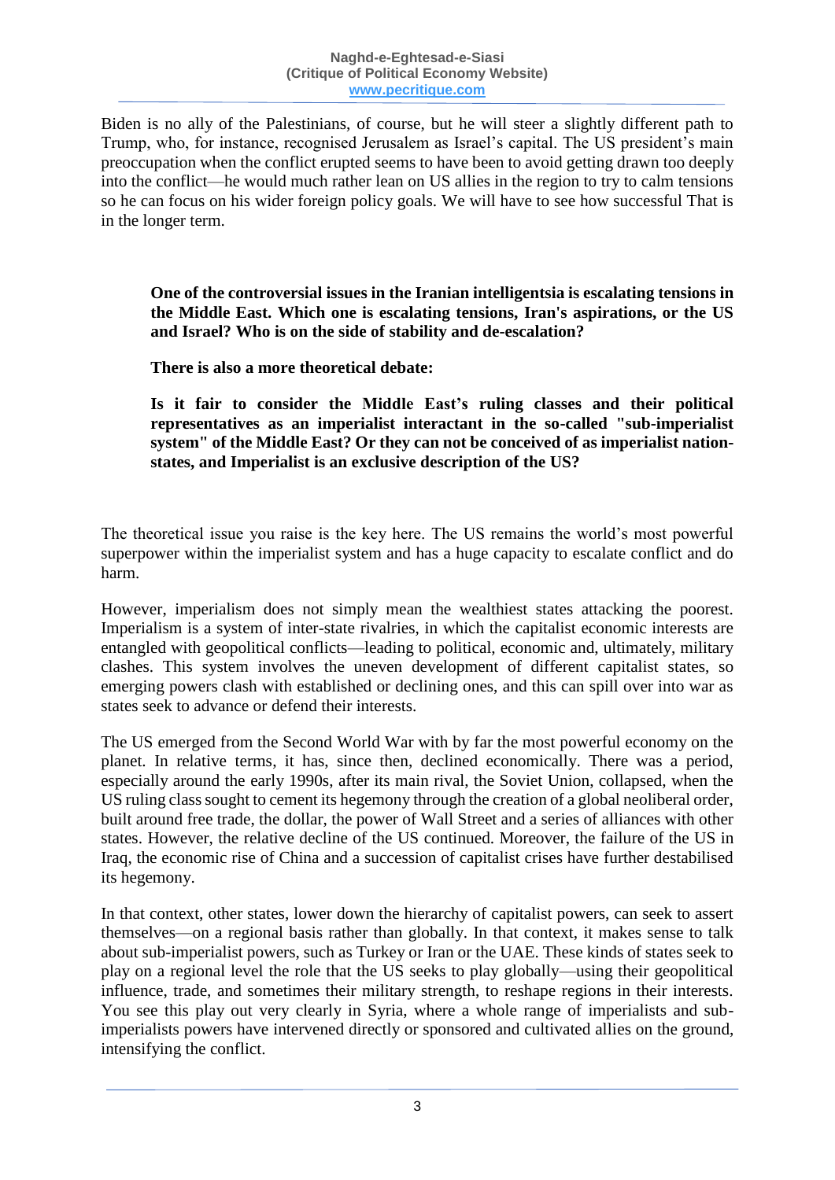Biden is no ally of the Palestinians, of course, but he will steer a slightly different path to Trump, who, for instance, recognised Jerusalem as Israel's capital. The US president's main preoccupation when the conflict erupted seems to have been to avoid getting drawn too deeply into the conflict—he would much rather lean on US allies in the region to try to calm tensions so he can focus on his wider foreign policy goals. We will have to see how successful That is in the longer term.

> **One of the controversial issues in the Iranian intelligentsia is escalating tensions in the Middle East. Which one is escalating tensions, Iran's aspirations, or the US and Israel? Who is on the side of stability and de-escalation?**
>
> **There is also a more theoretical debate:**
>
> **Is it fair to consider the Middle East's ruling classes and their political representatives as an imperialist interactant in the so-called "sub-imperialist system" of the Middle East? Or they can not be conceived of as imperialist nation-states, and Imperialist is an exclusive description of the US?**

The theoretical issue you raise is the key here. The US remains the world's most powerful superpower within the imperialist system and has a huge capacity to escalate conflict and do harm.

However, imperialism does not simply mean the wealthiest states attacking the poorest. Imperialism is a system of inter-state rivalries, in which the capitalist economic interests are entangled with geopolitical conflicts—leading to political, economic and, ultimately, military clashes. This system involves the uneven development of different capitalist states, so emerging powers clash with established or declining ones, and this can spill over into war as states seek to advance or defend their interests.

The US emerged from the Second World War with by far the most powerful economy on the planet. In relative terms, it has, since then, declined economically. There was a period, especially around the early 1990s, after its main rival, the Soviet Union, collapsed, when the US ruling class sought to cement its hegemony through the creation of a global neoliberal order, built around free trade, the dollar, the power of Wall Street and a series of alliances with other states. However, the relative decline of the US continued. Moreover, the failure of the US in Iraq, the economic rise of China and a succession of capitalist crises have further destabilised its hegemony.

In that context, other states, lower down the hierarchy of capitalist powers, can seek to assert themselves—on a regional basis rather than globally. In that context, it makes sense to talk about sub-imperialist powers, such as Turkey or Iran or the UAE. These kinds of states seek to play on a regional level the role that the US seeks to play globally—using their geopolitical influence, trade, and sometimes their military strength, to reshape regions in their interests. You see this play out very clearly in Syria, where a whole range of imperialists and sub-imperialists powers have intervened directly or sponsored and cultivated allies on the ground, intensifying the conflict.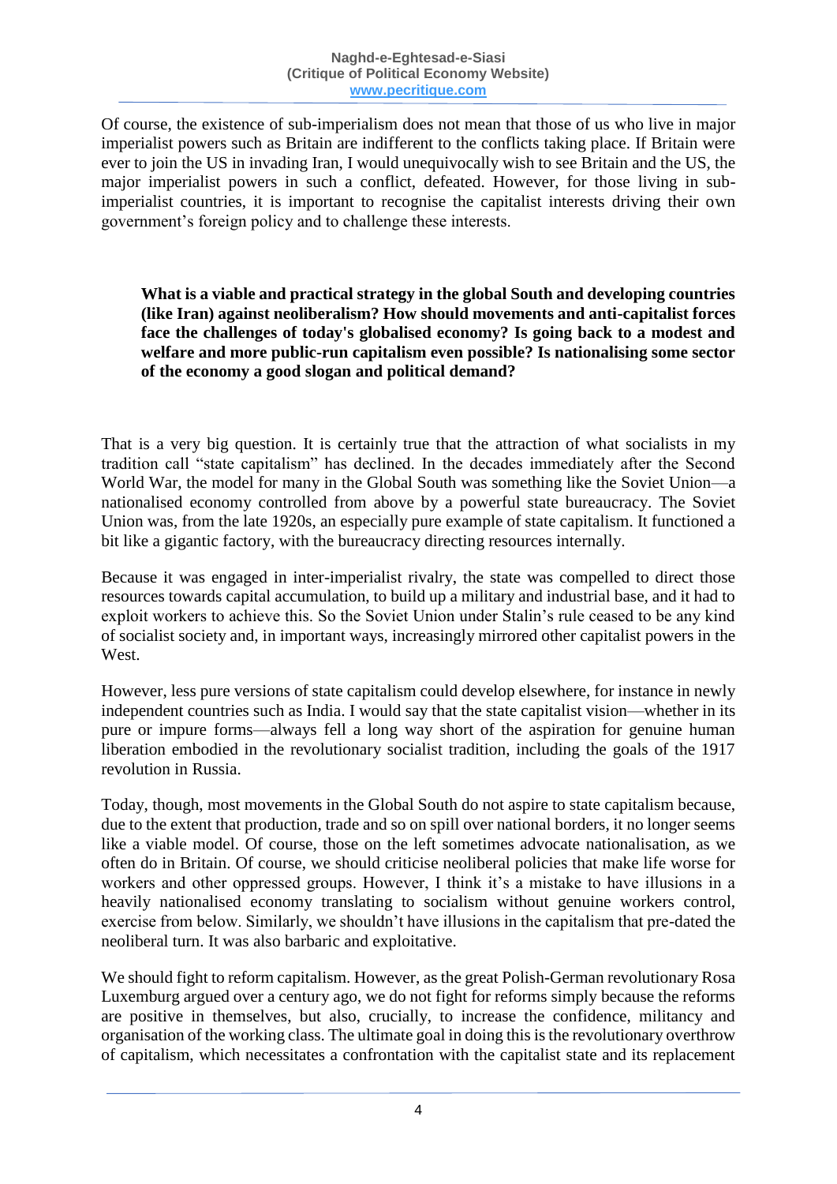Of course, the existence of sub-imperialism does not mean that those of us who live in major imperialist powers such as Britain are indifferent to the conflicts taking place. If Britain were ever to join the US in invading Iran, I would unequivocally wish to see Britain and the US, the major imperialist powers in such a conflict, defeated. However, for those living in sub-imperialist countries, it is important to recognise the capitalist interests driving their own government's foreign policy and to challenge these interests.

**What is a viable and practical strategy in the global South and developing countries (like Iran) against neoliberalism? How should movements and anti-capitalist forces face the challenges of today's globalised economy? Is going back to a modest and welfare and more public-run capitalism even possible? Is nationalising some sector of the economy a good slogan and political demand?**

That is a very big question. It is certainly true that the attraction of what socialists in my tradition call "state capitalism" has declined. In the decades immediately after the Second World War, the model for many in the Global South was something like the Soviet Union—a nationalised economy controlled from above by a powerful state bureaucracy. The Soviet Union was, from the late 1920s, an especially pure example of state capitalism. It functioned a bit like a gigantic factory, with the bureaucracy directing resources internally.

Because it was engaged in inter-imperialist rivalry, the state was compelled to direct those resources towards capital accumulation, to build up a military and industrial base, and it had to exploit workers to achieve this. So the Soviet Union under Stalin's rule ceased to be any kind of socialist society and, in important ways, increasingly mirrored other capitalist powers in the West.

However, less pure versions of state capitalism could develop elsewhere, for instance in newly independent countries such as India. I would say that the state capitalist vision—whether in its pure or impure forms—always fell a long way short of the aspiration for genuine human liberation embodied in the revolutionary socialist tradition, including the goals of the 1917 revolution in Russia.

Today, though, most movements in the Global South do not aspire to state capitalism because, due to the extent that production, trade and so on spill over national borders, it no longer seems like a viable model. Of course, those on the left sometimes advocate nationalisation, as we often do in Britain. Of course, we should criticise neoliberal policies that make life worse for workers and other oppressed groups. However, I think it's a mistake to have illusions in a heavily nationalised economy translating to socialism without genuine workers control, exercise from below. Similarly, we shouldn't have illusions in the capitalism that pre-dated the neoliberal turn. It was also barbaric and exploitative.

We should fight to reform capitalism. However, as the great Polish-German revolutionary Rosa Luxemburg argued over a century ago, we do not fight for reforms simply because the reforms are positive in themselves, but also, crucially, to increase the confidence, militancy and organisation of the working class. The ultimate goal in doing this is the revolutionary overthrow of capitalism, which necessitates a confrontation with the capitalist state and its replacement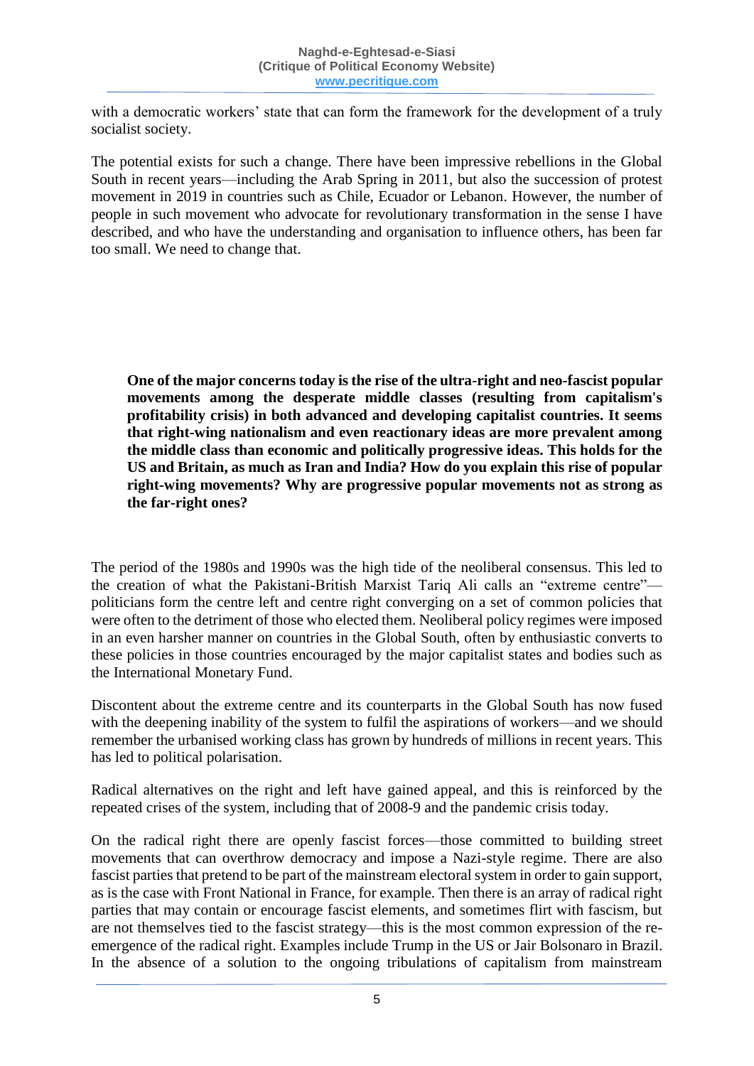with a democratic workers' state that can form the framework for the development of a truly socialist society.

The potential exists for such a change. There have been impressive rebellions in the Global South in recent years—including the Arab Spring in 2011, but also the succession of protest movement in 2019 in countries such as Chile, Ecuador or Lebanon. However, the number of people in such movement who advocate for revolutionary transformation in the sense I have described, and who have the understanding and organisation to influence others, has been far too small. We need to change that.

**One of the major concerns today is the rise of the ultra-right and neo-fascist popular movements among the desperate middle classes (resulting from capitalism's profitability crisis) in both advanced and developing capitalist countries. It seems that right-wing nationalism and even reactionary ideas are more prevalent among the middle class than economic and politically progressive ideas. This holds for the US and Britain, as much as Iran and India? How do you explain this rise of popular right-wing movements? Why are progressive popular movements not as strong as the far-right ones?**

The period of the 1980s and 1990s was the high tide of the neoliberal consensus. This led to the creation of what the Pakistani-British Marxist Tariq Ali calls an "extreme centre"—politicians form the centre left and centre right converging on a set of common policies that were often to the detriment of those who elected them. Neoliberal policy regimes were imposed in an even harsher manner on countries in the Global South, often by enthusiastic converts to these policies in those countries encouraged by the major capitalist states and bodies such as the International Monetary Fund.

Discontent about the extreme centre and its counterparts in the Global South has now fused with the deepening inability of the system to fulfil the aspirations of workers—and we should remember the urbanised working class has grown by hundreds of millions in recent years. This has led to political polarisation.

Radical alternatives on the right and left have gained appeal, and this is reinforced by the repeated crises of the system, including that of 2008-9 and the pandemic crisis today.

On the radical right there are openly fascist forces—those committed to building street movements that can overthrow democracy and impose a Nazi-style regime. There are also fascist parties that pretend to be part of the mainstream electoral system in order to gain support, as is the case with Front National in France, for example. Then there is an array of radical right parties that may contain or encourage fascist elements, and sometimes flirt with fascism, but are not themselves tied to the fascist strategy—this is the most common expression of the re-emergence of the radical right. Examples include Trump in the US or Jair Bolsonaro in Brazil. In the absence of a solution to the ongoing tribulations of capitalism from mainstream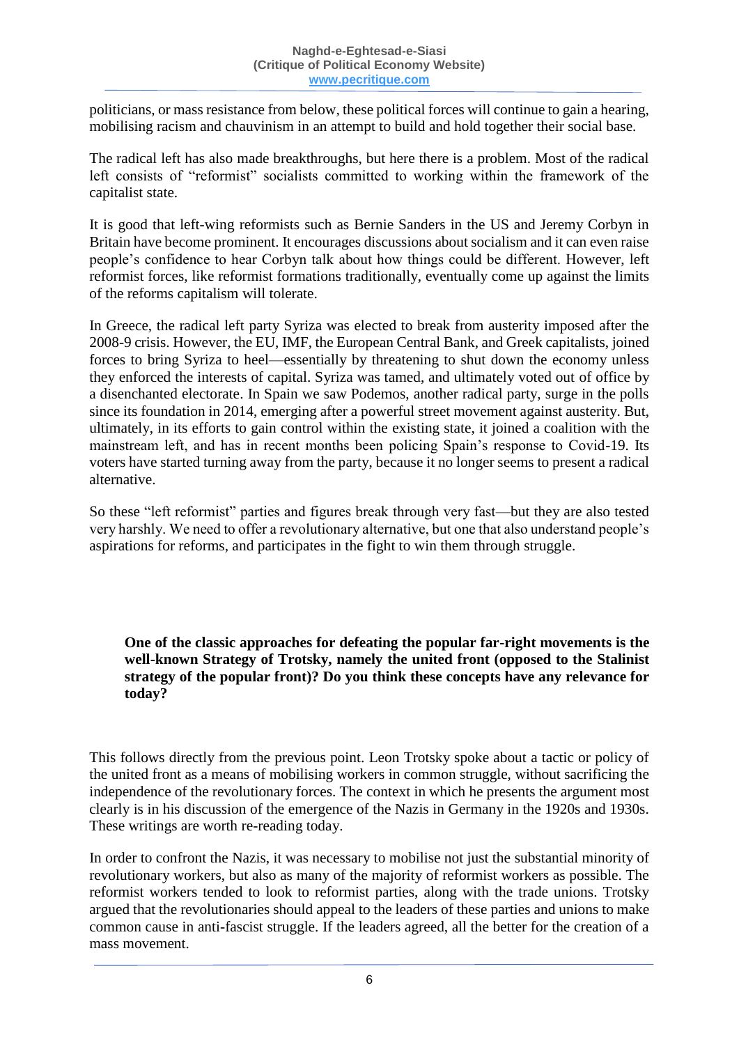politicians, or mass resistance from below, these political forces will continue to gain a hearing, mobilising racism and chauvinism in an attempt to build and hold together their social base.

The radical left has also made breakthroughs, but here there is a problem. Most of the radical left consists of "reformist" socialists committed to working within the framework of the capitalist state.

It is good that left-wing reformists such as Bernie Sanders in the US and Jeremy Corbyn in Britain have become prominent. It encourages discussions about socialism and it can even raise people's confidence to hear Corbyn talk about how things could be different. However, left reformist forces, like reformist formations traditionally, eventually come up against the limits of the reforms capitalism will tolerate.

In Greece, the radical left party Syriza was elected to break from austerity imposed after the 2008-9 crisis. However, the EU, IMF, the European Central Bank, and Greek capitalists, joined forces to bring Syriza to heel—essentially by threatening to shut down the economy unless they enforced the interests of capital. Syriza was tamed, and ultimately voted out of office by a disenchanted electorate. In Spain we saw Podemos, another radical party, surge in the polls since its foundation in 2014, emerging after a powerful street movement against austerity. But, ultimately, in its efforts to gain control within the existing state, it joined a coalition with the mainstream left, and has in recent months been policing Spain's response to Covid-19. Its voters have started turning away from the party, because it no longer seems to present a radical alternative.

So these "left reformist" parties and figures break through very fast—but they are also tested very harshly. We need to offer a revolutionary alternative, but one that also understand people's aspirations for reforms, and participates in the fight to win them through struggle.

**One of the classic approaches for defeating the popular far-right movements is the well-known Strategy of Trotsky, namely the united front (opposed to the Stalinist strategy of the popular front)? Do you think these concepts have any relevance for today?**

This follows directly from the previous point. Leon Trotsky spoke about a tactic or policy of the united front as a means of mobilising workers in common struggle, without sacrificing the independence of the revolutionary forces. The context in which he presents the argument most clearly is in his discussion of the emergence of the Nazis in Germany in the 1920s and 1930s. These writings are worth re-reading today.

In order to confront the Nazis, it was necessary to mobilise not just the substantial minority of revolutionary workers, but also as many of the majority of reformist workers as possible. The reformist workers tended to look to reformist parties, along with the trade unions. Trotsky argued that the revolutionaries should appeal to the leaders of these parties and unions to make common cause in anti-fascist struggle. If the leaders agreed, all the better for the creation of a mass movement.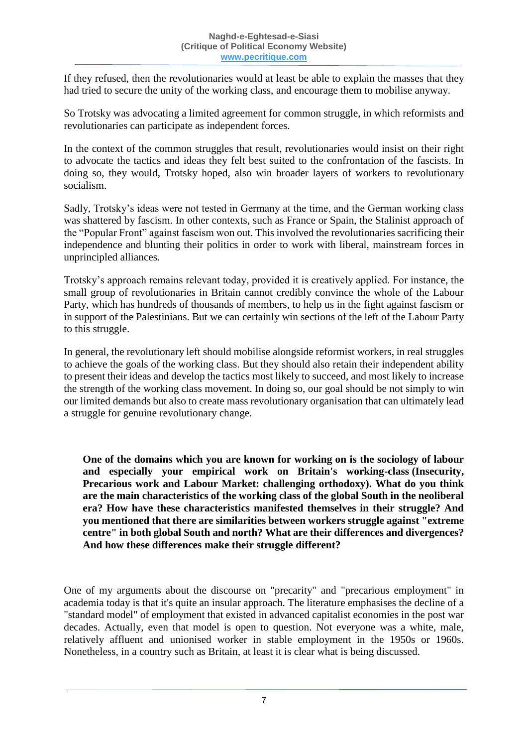If they refused, then the revolutionaries would at least be able to explain the masses that they had tried to secure the unity of the working class, and encourage them to mobilise anyway.

So Trotsky was advocating a limited agreement for common struggle, in which reformists and revolutionaries can participate as independent forces.

In the context of the common struggles that result, revolutionaries would insist on their right to advocate the tactics and ideas they felt best suited to the confrontation of the fascists. In doing so, they would, Trotsky hoped, also win broader layers of workers to revolutionary socialism.

Sadly, Trotsky's ideas were not tested in Germany at the time, and the German working class was shattered by fascism. In other contexts, such as France or Spain, the Stalinist approach of the "Popular Front" against fascism won out. This involved the revolutionaries sacrificing their independence and blunting their politics in order to work with liberal, mainstream forces in unprincipled alliances.

Trotsky's approach remains relevant today, provided it is creatively applied. For instance, the small group of revolutionaries in Britain cannot credibly convince the whole of the Labour Party, which has hundreds of thousands of members, to help us in the fight against fascism or in support of the Palestinians. But we can certainly win sections of the left of the Labour Party to this struggle.

In general, the revolutionary left should mobilise alongside reformist workers, in real struggles to achieve the goals of the working class. But they should also retain their independent ability to present their ideas and develop the tactics most likely to succeed, and most likely to increase the strength of the working class movement. In doing so, our goal should be not simply to win our limited demands but also to create mass revolutionary organisation that can ultimately lead a struggle for genuine revolutionary change.

**One of the domains which you are known for working on is the sociology of labour and especially your empirical work on Britain's working-class (Insecurity, Precarious work and Labour Market: challenging orthodoxy). What do you think are the main characteristics of the working class of the global South in the neoliberal era? How have these characteristics manifested themselves in their struggle? And you mentioned that there are similarities between workers struggle against "extreme centre" in both global South and north? What are their differences and divergences? And how these differences make their struggle different?**

One of my arguments about the discourse on "precarity" and "precarious employment" in academia today is that it's quite an insular approach. The literature emphasises the decline of a "standard model" of employment that existed in advanced capitalist economies in the post war decades. Actually, even that model is open to question. Not everyone was a white, male, relatively affluent and unionised worker in stable employment in the 1950s or 1960s. Nonetheless, in a country such as Britain, at least it is clear what is being discussed.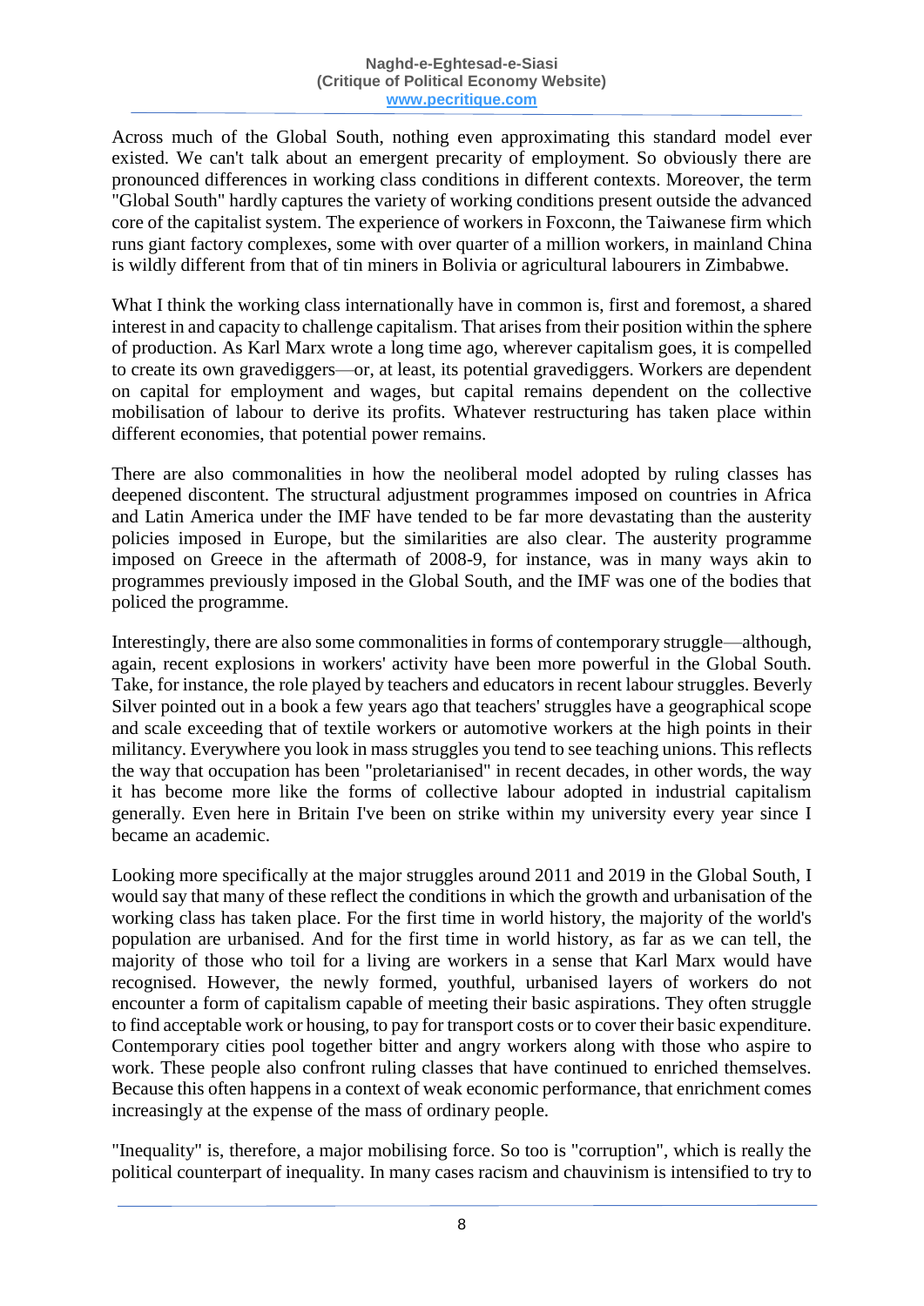Across much of the Global South, nothing even approximating this standard model ever existed. We can't talk about an emergent precarity of employment. So obviously there are pronounced differences in working class conditions in different contexts. Moreover, the term "Global South" hardly captures the variety of working conditions present outside the advanced core of the capitalist system. The experience of workers in Foxconn, the Taiwanese firm which runs giant factory complexes, some with over quarter of a million workers, in mainland China is wildly different from that of tin miners in Bolivia or agricultural labourers in Zimbabwe.

What I think the working class internationally have in common is, first and foremost, a shared interest in and capacity to challenge capitalism. That arises from their position within the sphere of production. As Karl Marx wrote a long time ago, wherever capitalism goes, it is compelled to create its own gravediggers—or, at least, its potential gravediggers. Workers are dependent on capital for employment and wages, but capital remains dependent on the collective mobilisation of labour to derive its profits. Whatever restructuring has taken place within different economies, that potential power remains.

There are also commonalities in how the neoliberal model adopted by ruling classes has deepened discontent. The structural adjustment programmes imposed on countries in Africa and Latin America under the IMF have tended to be far more devastating than the austerity policies imposed in Europe, but the similarities are also clear. The austerity programme imposed on Greece in the aftermath of 2008-9, for instance, was in many ways akin to programmes previously imposed in the Global South, and the IMF was one of the bodies that policed the programme.

Interestingly, there are also some commonalities in forms of contemporary struggle—although, again, recent explosions in workers' activity have been more powerful in the Global South. Take, for instance, the role played by teachers and educators in recent labour struggles. Beverly Silver pointed out in a book a few years ago that teachers' struggles have a geographical scope and scale exceeding that of textile workers or automotive workers at the high points in their militancy. Everywhere you look in mass struggles you tend to see teaching unions. This reflects the way that occupation has been "proletarianised" in recent decades, in other words, the way it has become more like the forms of collective labour adopted in industrial capitalism generally. Even here in Britain I've been on strike within my university every year since I became an academic.

Looking more specifically at the major struggles around 2011 and 2019 in the Global South, I would say that many of these reflect the conditions in which the growth and urbanisation of the working class has taken place. For the first time in world history, the majority of the world's population are urbanised. And for the first time in world history, as far as we can tell, the majority of those who toil for a living are workers in a sense that Karl Marx would have recognised. However, the newly formed, youthful, urbanised layers of workers do not encounter a form of capitalism capable of meeting their basic aspirations. They often struggle to find acceptable work or housing, to pay for transport costs or to cover their basic expenditure. Contemporary cities pool together bitter and angry workers along with those who aspire to work. These people also confront ruling classes that have continued to enriched themselves. Because this often happens in a context of weak economic performance, that enrichment comes increasingly at the expense of the mass of ordinary people.

"Inequality" is, therefore, a major mobilising force. So too is "corruption", which is really the political counterpart of inequality. In many cases racism and chauvinism is intensified to try to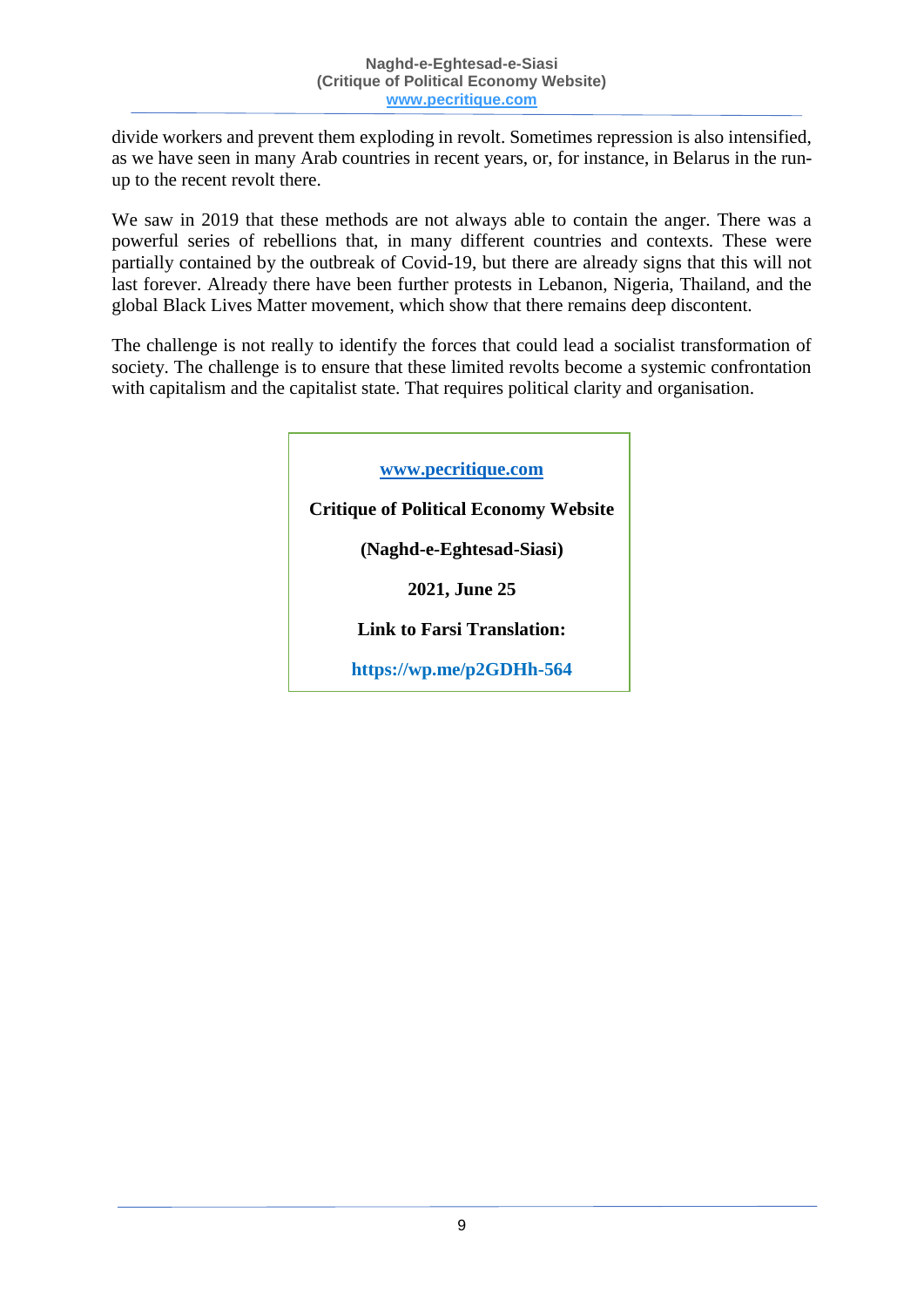divide workers and prevent them exploding in revolt. Sometimes repression is also intensified, as we have seen in many Arab countries in recent years, or, for instance, in Belarus in the run-up to the recent revolt there.

We saw in 2019 that these methods are not always able to contain the anger. There was a powerful series of rebellions that, in many different countries and contexts. These were partially contained by the outbreak of Covid-19, but there are already signs that this will not last forever. Already there have been further protests in Lebanon, Nigeria, Thailand, and the global Black Lives Matter movement, which show that there remains deep discontent.

The challenge is not really to identify the forces that could lead a socialist transformation of society. The challenge is to ensure that these limited revolts become a systemic confrontation with capitalism and the capitalist state. That requires political clarity and organisation.

**www.pecritique.com**

**Critique of Political Economy Website**

**(Naghd-e-Eghtesad-Siasi)**

**2021, June 25**

**Link to Farsi Translation:**

**https://wp.me/p2GDHh-564**